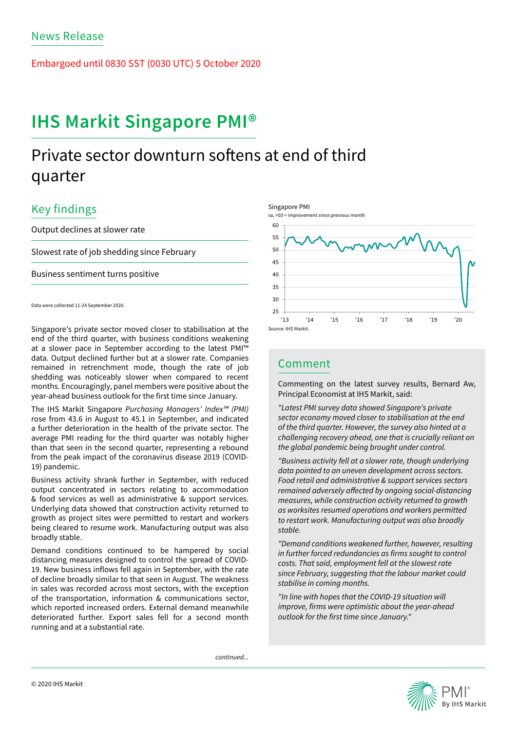News Release

Embargoed until 0830 SST (0030 UTC) 5 October 2020

# IHS Markit Singapore PMI®

## Private sector downturn softens at end of third quarter

### Key findings

Output declines at slower rate

Slowest rate of job shedding since February

Business sentiment turns positive

Data were collected 11-24 September 2020.

Singapore PMI
sa, >50 = improvement since previous month

Source: IHS Markit.

Singapore's private sector moved closer to stabilisation at the end of the third quarter, with business conditions weakening at a slower pace in September according to the latest PMI™ data. Output declined further but at a slower rate. Companies remained in retrenchment mode, though the rate of job shedding was noticeably slower when compared to recent months. Encouragingly, panel members were positive about the year-ahead business outlook for the first time since January.

The IHS Markit Singapore *Purchasing Managers' Index™ (PMI)* rose from 43.6 in August to 45.1 in September, and indicated a further deterioration in the health of the private sector. The average PMI reading for the third quarter was notably higher than that seen in the second quarter, representing a rebound from the peak impact of the coronavirus disease 2019 (COVID-19) pandemic.

Business activity shrank further in September, with reduced output concentrated in sectors relating to accommodation & food services as well as administrative & support services. Underlying data showed that construction activity returned to growth as project sites were permitted to restart and workers being cleared to resume work. Manufacturing output was also broadly stable.

Demand conditions continued to be hampered by social distancing measures designed to control the spread of COVID-19. New business inflows fell again in September, with the rate of decline broadly similar to that seen in August. The weakness in sales was recorded across most sectors, with the exception of the transportation, information & communications sector, which reported increased orders. External demand meanwhile deteriorated further. Export sales fell for a second month running and at a substantial rate.

### Comment

Commenting on the latest survey results, Bernard Aw, Principal Economist at IHS Markit, said:

*"Latest PMI survey data showed Singapore's private sector economy moved closer to stabilisation at the end of the third quarter. However, the survey also hinted at a challenging recovery ahead, one that is crucially reliant on the global pandemic being brought under control.*

*"Business activity fell at a slower rate, though underlying data pointed to an uneven development across sectors. Food retail and administrative & support services sectors remained adversely affected by ongoing social-distancing measures, while construction activity returned to growth as worksites resumed operations and workers permitted to restart work. Manufacturing output was also broadly stable.*

*"Demand conditions weakened further, however, resulting in further forced redundancies as firms sought to control costs. That said, employment fell at the slowest rate since February, suggesting that the labour market could stabilise in coming months.*

*"In line with hopes that the COVID-19 situation will improve, firms were optimistic about the year-ahead outlook for the first time since January."*

*continued...*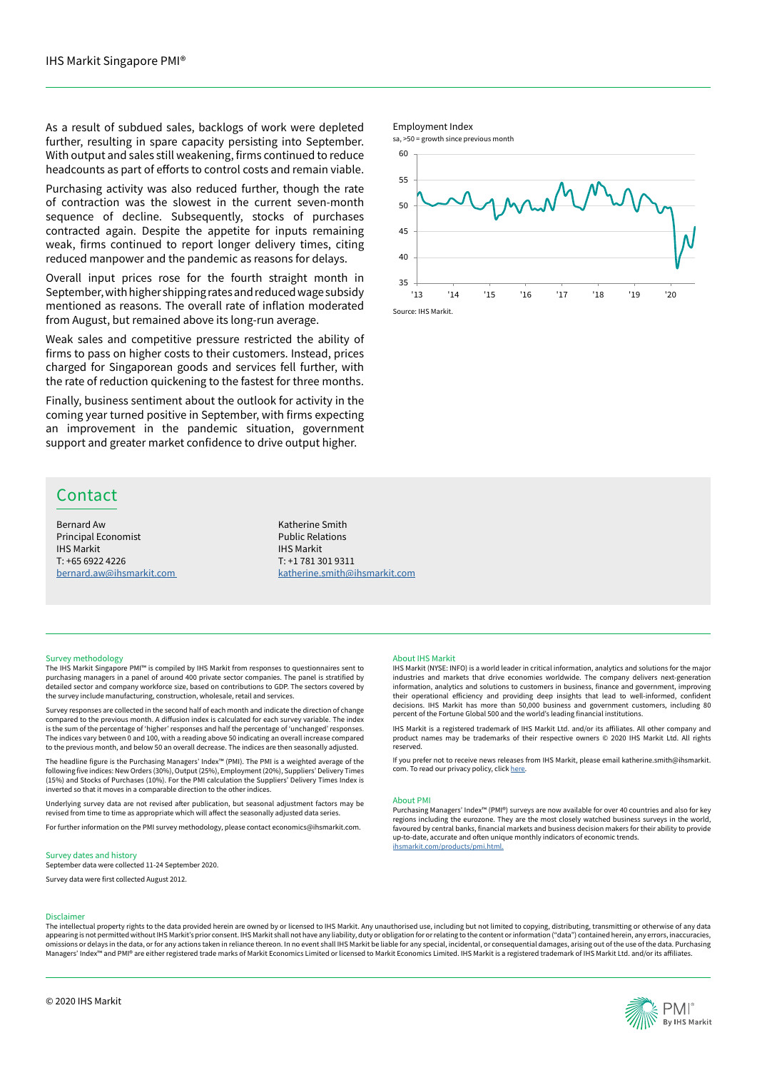As a result of subdued sales, backlogs of work were depleted further, resulting in spare capacity persisting into September. With output and sales still weakening, firms continued to reduce headcounts as part of efforts to control costs and remain viable.

Purchasing activity was also reduced further, though the rate of contraction was the slowest in the current seven-month sequence of decline. Subsequently, stocks of purchases contracted again. Despite the appetite for inputs remaining weak, firms continued to report longer delivery times, citing reduced manpower and the pandemic as reasons for delays.

Overall input prices rose for the fourth straight month in September, with higher shipping rates and reduced wage subsidy mentioned as reasons. The overall rate of inflation moderated from August, but remained above its long-run average.

Weak sales and competitive pressure restricted the ability of firms to pass on higher costs to their customers. Instead, prices charged for Singaporean goods and services fell further, with the rate of reduction quickening to the fastest for three months.

Finally, business sentiment about the outlook for activity in the coming year turned positive in September, with firms expecting an improvement in the pandemic situation, government support and greater market confidence to drive output higher.

Employment Index
sa, >50 = growth since previous month

60
55
50
45
40
35
'13 '14 '15 '16 '17 '18 '19 '20

Source: IHS Markit.

## Contact

Bernard Aw
Principal Economist
IHS Markit
T: +65 6922 4226
bernard.aw@ihsmarkit.com

Katherine Smith
Public Relations
IHS Markit
T: +1 781 301 9311
katherine.smith@ihsmarkit.com

### Survey methodology

The IHS Markit Singapore PMI™ is compiled by IHS Markit from responses to questionnaires sent to purchasing managers in a panel of around 400 private sector companies. The panel is stratified by detailed sector and company workforce size, based on contributions to GDP. The sectors covered by the survey include manufacturing, construction, wholesale, retail and services.

Survey responses are collected in the second half of each month and indicate the direction of change compared to the previous month. A diffusion index is calculated for each survey variable. The index is the sum of the percentage of 'higher' responses and half the percentage of 'unchanged' responses. The indices vary between 0 and 100, with a reading above 50 indicating an overall increase compared to the previous month, and below 50 an overall decrease. The indices are then seasonally adjusted.

The headline figure is the Purchasing Managers' Index™ (PMI). The PMI is a weighted average of the following five indices: New Orders (30%), Output (25%), Employment (20%), Suppliers' Delivery Times (15%) and Stocks of Purchases (10%). For the PMI calculation the Suppliers' Delivery Times Index is inverted so that it moves in a comparable direction to the other indices.

Underlying survey data are not revised after publication, but seasonal adjustment factors may be revised from time to time as appropriate which will affect the seasonally adjusted data series.

For further information on the PMI survey methodology, please contact economics@ihsmarkit.com.

### Survey dates and history

September data were collected 11-24 September 2020.

Survey data were first collected August 2012.

### About IHS Markit

IHS Markit (NYSE: INFO) is a world leader in critical information, analytics and solutions for the major industries and markets that drive economies worldwide. The company delivers next-generation information, analytics and solutions to customers in business, finance and government, improving their operational efficiency and providing deep insights that lead to well-informed, confident decisions. IHS Markit has more than 50,000 business and government customers, including 80 percent of the Fortune Global 500 and the world's leading financial institutions.

IHS Markit is a registered trademark of IHS Markit Ltd. and/or its affiliates. All other company and product names may be trademarks of their respective owners © 2020 IHS Markit Ltd. All rights reserved.

If you prefer not to receive news releases from IHS Markit, please email katherine.smith@ihsmarkit.com. To read our privacy policy, click here.

### About PMI

Purchasing Managers' Index™ (PMI®) surveys are now available for over 40 countries and also for key regions including the eurozone. They are the most closely watched business surveys in the world, favoured by central banks, financial markets and business decision makers for their ability to provide up-to-date, accurate and often unique monthly indicators of economic trends.
ihsmarkit.com/products/pmi.html.

### Disclaimer

The intellectual property rights to the data provided herein are owned by or licensed to IHS Markit. Any unauthorised use, including but not limited to copying, distributing, transmitting or otherwise of any data appearing is not permitted without IHS Markit's prior consent. IHS Markit shall not have any liability, duty or obligation for or relating to the content or information ("data") contained herein, any errors, inaccuracies, omissions or delays in the data, or for any actions taken in reliance thereon. In no event shall IHS Markit be liable for any special, incidental, or consequential damages, arising out of the use of the data. Purchasing Managers' Index™ and PMI® are either registered trade marks of Markit Economics Limited or licensed to Markit Economics Limited. IHS Markit is a registered trademark of IHS Markit Ltd. and/or its affiliates.

© 2020 IHS Markit